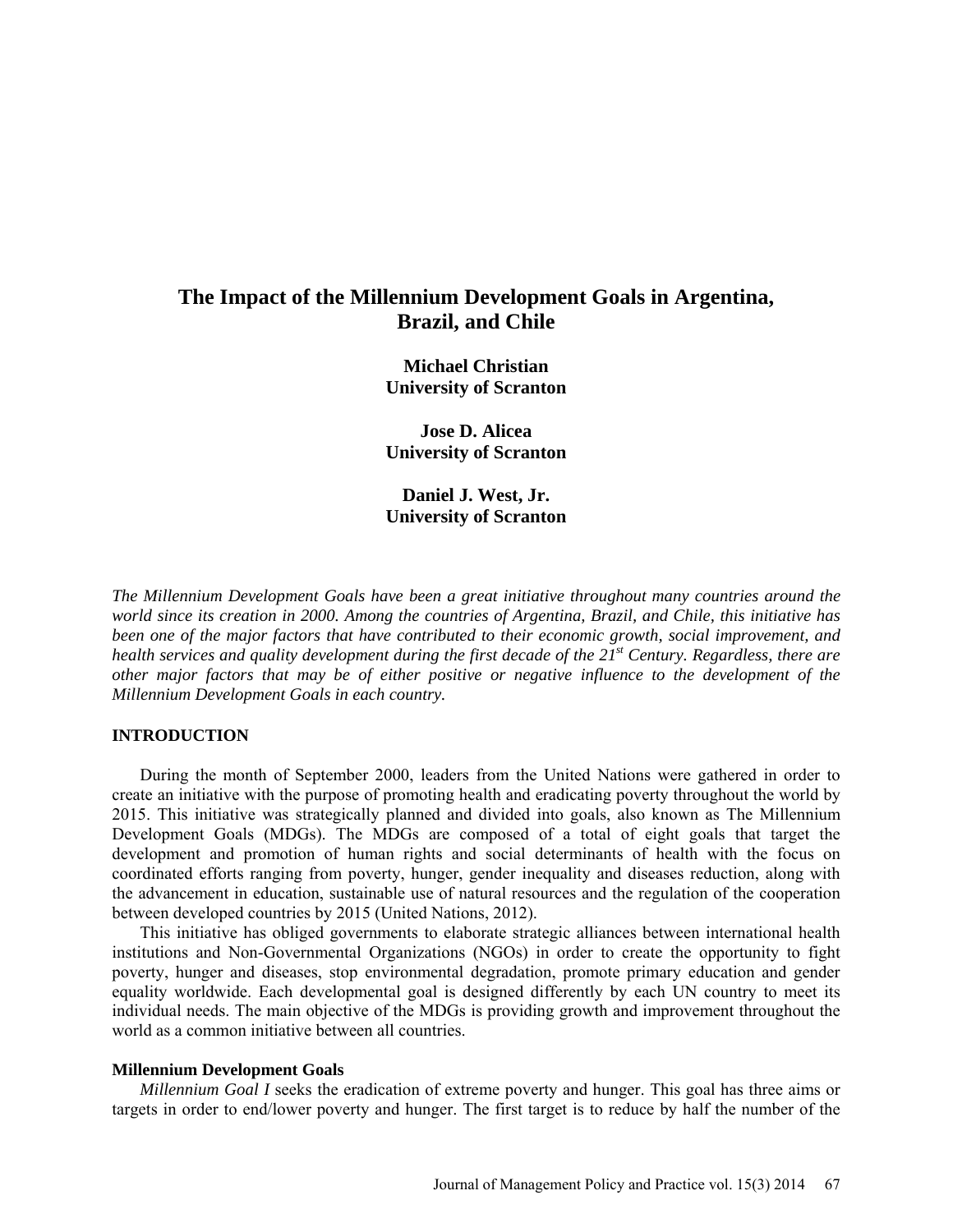# The Impact of the Millennium Development Goals in Argentina, Brazil, and Chile

**Michael Christian**
**University of Scranton**

**Jose D. Alicea**
**University of Scranton**

**Daniel J. West, Jr.**
**University of Scranton**

*The Millennium Development Goals have been a great initiative throughout many countries around the world since its creation in 2000. Among the countries of Argentina, Brazil, and Chile, this initiative has been one of the major factors that have contributed to their economic growth, social improvement, and health services and quality development during the first decade of the 21st Century. Regardless, there are other major factors that may be of either positive or negative influence to the development of the Millennium Development Goals in each country.*

## INTRODUCTION

During the month of September 2000, leaders from the United Nations were gathered in order to create an initiative with the purpose of promoting health and eradicating poverty throughout the world by 2015. This initiative was strategically planned and divided into goals, also known as The Millennium Development Goals (MDGs). The MDGs are composed of a total of eight goals that target the development and promotion of human rights and social determinants of health with the focus on coordinated efforts ranging from poverty, hunger, gender inequality and diseases reduction, along with the advancement in education, sustainable use of natural resources and the regulation of the cooperation between developed countries by 2015 (United Nations, 2012).

This initiative has obliged governments to elaborate strategic alliances between international health institutions and Non-Governmental Organizations (NGOs) in order to create the opportunity to fight poverty, hunger and diseases, stop environmental degradation, promote primary education and gender equality worldwide. Each developmental goal is designed differently by each UN country to meet its individual needs. The main objective of the MDGs is providing growth and improvement throughout the world as a common initiative between all countries.

### Millennium Development Goals

*Millennium Goal I* seeks the eradication of extreme poverty and hunger. This goal has three aims or targets in order to end/lower poverty and hunger. The first target is to reduce by half the number of the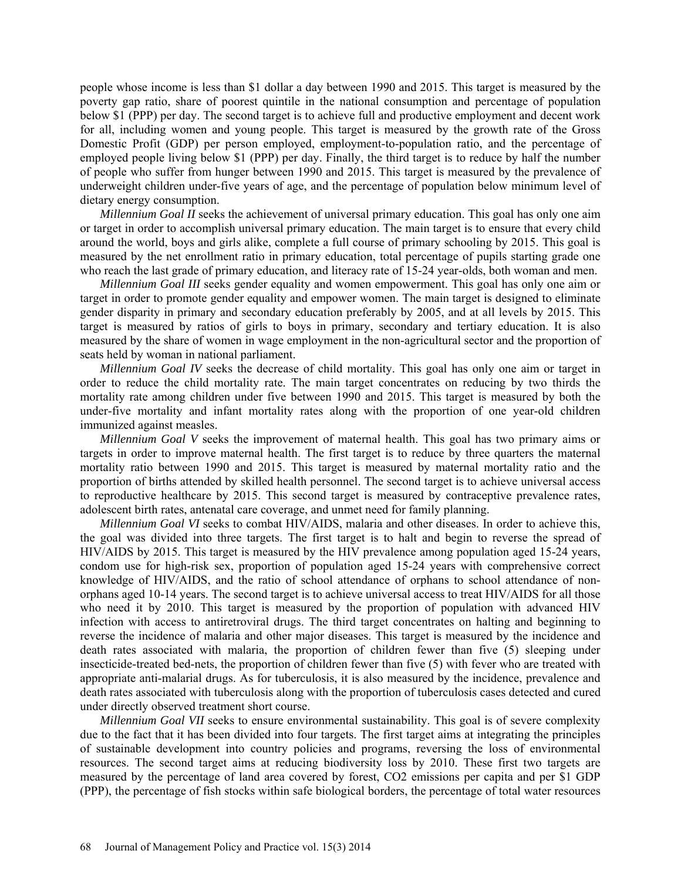people whose income is less than $1 dollar a day between 1990 and 2015. This target is measured by the poverty gap ratio, share of poorest quintile in the national consumption and percentage of population below $1 (PPP) per day. The second target is to achieve full and productive employment and decent work for all, including women and young people. This target is measured by the growth rate of the Gross Domestic Profit (GDP) per person employed, employment-to-population ratio, and the percentage of employed people living below $1 (PPP) per day. Finally, the third target is to reduce by half the number of people who suffer from hunger between 1990 and 2015. This target is measured by the prevalence of underweight children under-five years of age, and the percentage of population below minimum level of dietary energy consumption.

*Millennium Goal II* seeks the achievement of universal primary education. This goal has only one aim or target in order to accomplish universal primary education. The main target is to ensure that every child around the world, boys and girls alike, complete a full course of primary schooling by 2015. This goal is measured by the net enrollment ratio in primary education, total percentage of pupils starting grade one who reach the last grade of primary education, and literacy rate of 15-24 year-olds, both woman and men.

*Millennium Goal III* seeks gender equality and women empowerment. This goal has only one aim or target in order to promote gender equality and empower women. The main target is designed to eliminate gender disparity in primary and secondary education preferably by 2005, and at all levels by 2015. This target is measured by ratios of girls to boys in primary, secondary and tertiary education. It is also measured by the share of women in wage employment in the non-agricultural sector and the proportion of seats held by woman in national parliament.

*Millennium Goal IV* seeks the decrease of child mortality. This goal has only one aim or target in order to reduce the child mortality rate. The main target concentrates on reducing by two thirds the mortality rate among children under five between 1990 and 2015. This target is measured by both the under-five mortality and infant mortality rates along with the proportion of one year-old children immunized against measles.

*Millennium Goal V* seeks the improvement of maternal health. This goal has two primary aims or targets in order to improve maternal health. The first target is to reduce by three quarters the maternal mortality ratio between 1990 and 2015. This target is measured by maternal mortality ratio and the proportion of births attended by skilled health personnel. The second target is to achieve universal access to reproductive healthcare by 2015. This second target is measured by contraceptive prevalence rates, adolescent birth rates, antenatal care coverage, and unmet need for family planning.

*Millennium Goal VI* seeks to combat HIV/AIDS, malaria and other diseases. In order to achieve this, the goal was divided into three targets. The first target is to halt and begin to reverse the spread of HIV/AIDS by 2015. This target is measured by the HIV prevalence among population aged 15-24 years, condom use for high-risk sex, proportion of population aged 15-24 years with comprehensive correct knowledge of HIV/AIDS, and the ratio of school attendance of orphans to school attendance of non-orphans aged 10-14 years. The second target is to achieve universal access to treat HIV/AIDS for all those who need it by 2010. This target is measured by the proportion of population with advanced HIV infection with access to antiretroviral drugs. The third target concentrates on halting and beginning to reverse the incidence of malaria and other major diseases. This target is measured by the incidence and death rates associated with malaria, the proportion of children fewer than five (5) sleeping under insecticide-treated bed-nets, the proportion of children fewer than five (5) with fever who are treated with appropriate anti-malarial drugs. As for tuberculosis, it is also measured by the incidence, prevalence and death rates associated with tuberculosis along with the proportion of tuberculosis cases detected and cured under directly observed treatment short course.

*Millennium Goal VII* seeks to ensure environmental sustainability. This goal is of severe complexity due to the fact that it has been divided into four targets. The first target aims at integrating the principles of sustainable development into country policies and programs, reversing the loss of environmental resources. The second target aims at reducing biodiversity loss by 2010. These first two targets are measured by the percentage of land area covered by forest, $CO_2$ emissions per capita and per $1 GDP (PPP), the percentage of fish stocks within safe biological borders, the percentage of total water resources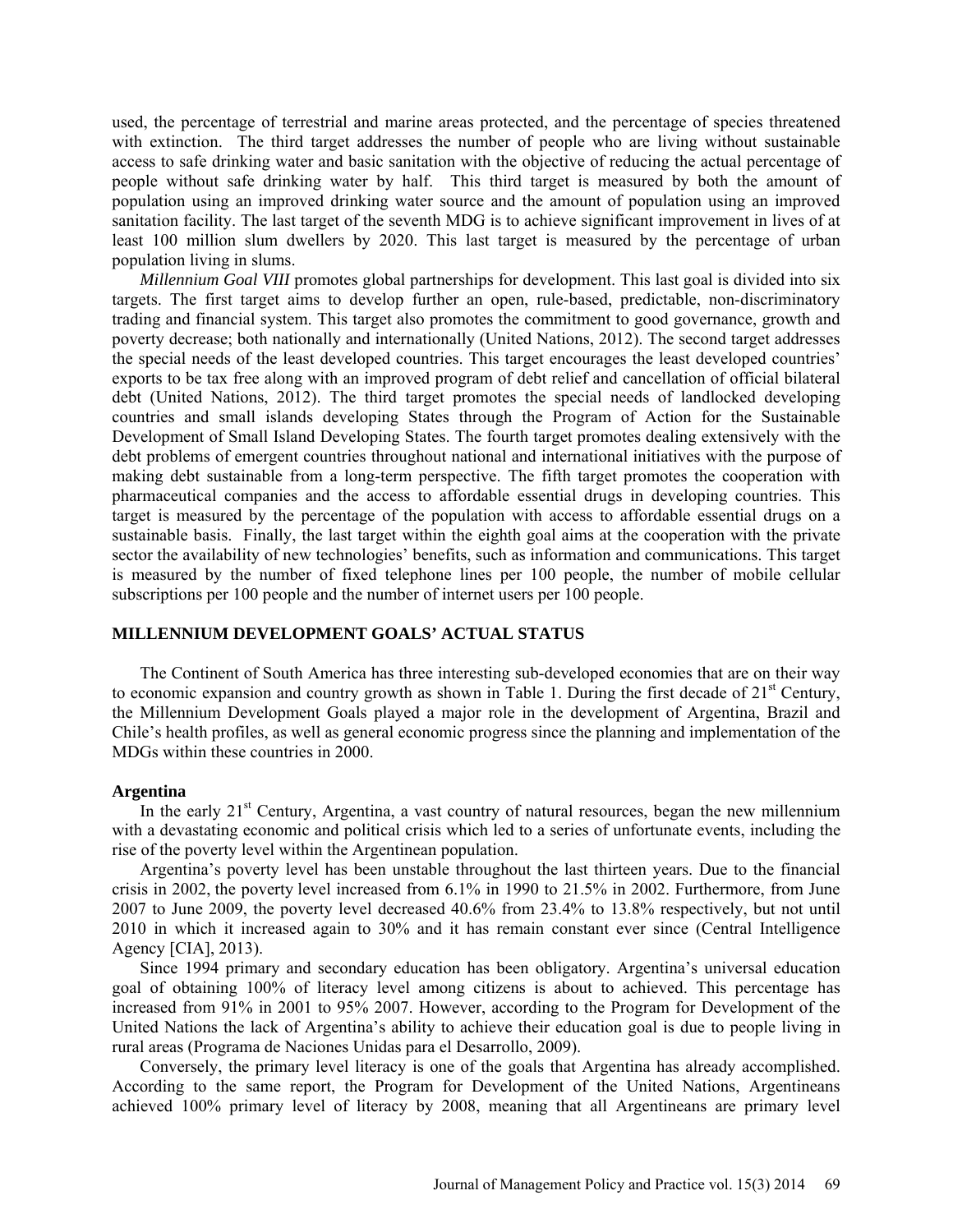used, the percentage of terrestrial and marine areas protected, and the percentage of species threatened with extinction. The third target addresses the number of people who are living without sustainable access to safe drinking water and basic sanitation with the objective of reducing the actual percentage of people without safe drinking water by half. This third target is measured by both the amount of population using an improved drinking water source and the amount of population using an improved sanitation facility. The last target of the seventh MDG is to achieve significant improvement in lives of at least 100 million slum dwellers by 2020. This last target is measured by the percentage of urban population living in slums.

*Millennium Goal VIII* promotes global partnerships for development. This last goal is divided into six targets. The first target aims to develop further an open, rule-based, predictable, non-discriminatory trading and financial system. This target also promotes the commitment to good governance, growth and poverty decrease; both nationally and internationally (United Nations, 2012). The second target addresses the special needs of the least developed countries. This target encourages the least developed countries' exports to be tax free along with an improved program of debt relief and cancellation of official bilateral debt (United Nations, 2012). The third target promotes the special needs of landlocked developing countries and small islands developing States through the Program of Action for the Sustainable Development of Small Island Developing States. The fourth target promotes dealing extensively with the debt problems of emergent countries throughout national and international initiatives with the purpose of making debt sustainable from a long-term perspective. The fifth target promotes the cooperation with pharmaceutical companies and the access to affordable essential drugs in developing countries. This target is measured by the percentage of the population with access to affordable essential drugs on a sustainable basis. Finally, the last target within the eighth goal aims at the cooperation with the private sector the availability of new technologies' benefits, such as information and communications. This target is measured by the number of fixed telephone lines per 100 people, the number of mobile cellular subscriptions per 100 people and the number of internet users per 100 people.

## MILLENNIUM DEVELOPMENT GOALS' ACTUAL STATUS

The Continent of South America has three interesting sub-developed economies that are on their way to economic expansion and country growth as shown in Table 1. During the first decade of 21st Century, the Millennium Development Goals played a major role in the development of Argentina, Brazil and Chile's health profiles, as well as general economic progress since the planning and implementation of the MDGs within these countries in 2000.

### Argentina

In the early 21st Century, Argentina, a vast country of natural resources, began the new millennium with a devastating economic and political crisis which led to a series of unfortunate events, including the rise of the poverty level within the Argentinean population.

Argentina's poverty level has been unstable throughout the last thirteen years. Due to the financial crisis in 2002, the poverty level increased from 6.1% in 1990 to 21.5% in 2002. Furthermore, from June 2007 to June 2009, the poverty level decreased 40.6% from 23.4% to 13.8% respectively, but not until 2010 in which it increased again to 30% and it has remain constant ever since (Central Intelligence Agency [CIA], 2013).

Since 1994 primary and secondary education has been obligatory. Argentina's universal education goal of obtaining 100% of literacy level among citizens is about to achieved. This percentage has increased from 91% in 2001 to 95% 2007. However, according to the Program for Development of the United Nations the lack of Argentina's ability to achieve their education goal is due to people living in rural areas (Programa de Naciones Unidas para el Desarrollo, 2009).

Conversely, the primary level literacy is one of the goals that Argentina has already accomplished. According to the same report, the Program for Development of the United Nations, Argentineans achieved 100% primary level of literacy by 2008, meaning that all Argentineans are primary level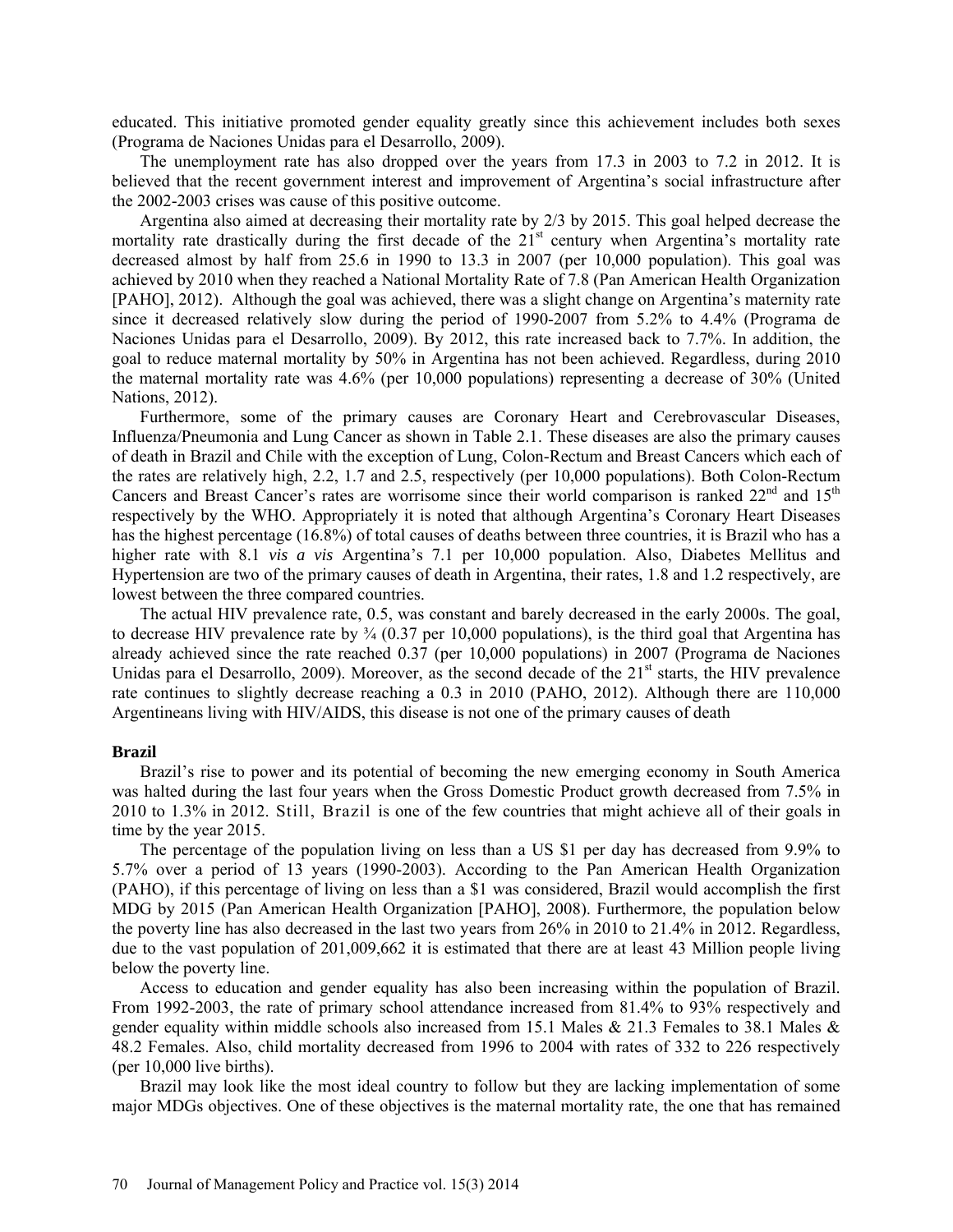educated. This initiative promoted gender equality greatly since this achievement includes both sexes (Programa de Naciones Unidas para el Desarrollo, 2009).

The unemployment rate has also dropped over the years from 17.3 in 2003 to 7.2 in 2012. It is believed that the recent government interest and improvement of Argentina's social infrastructure after the 2002-2003 crises was cause of this positive outcome.

Argentina also aimed at decreasing their mortality rate by 2/3 by 2015. This goal helped decrease the mortality rate drastically during the first decade of the 21st century when Argentina's mortality rate decreased almost by half from 25.6 in 1990 to 13.3 in 2007 (per 10,000 population). This goal was achieved by 2010 when they reached a National Mortality Rate of 7.8 (Pan American Health Organization [PAHO], 2012). Although the goal was achieved, there was a slight change on Argentina's maternity rate since it decreased relatively slow during the period of 1990-2007 from 5.2% to 4.4% (Programa de Naciones Unidas para el Desarrollo, 2009). By 2012, this rate increased back to 7.7%. In addition, the goal to reduce maternal mortality by 50% in Argentina has not been achieved. Regardless, during 2010 the maternal mortality rate was 4.6% (per 10,000 populations) representing a decrease of 30% (United Nations, 2012).

Furthermore, some of the primary causes are Coronary Heart and Cerebrovascular Diseases, Influenza/Pneumonia and Lung Cancer as shown in Table 2.1. These diseases are also the primary causes of death in Brazil and Chile with the exception of Lung, Colon-Rectum and Breast Cancers which each of the rates are relatively high, 2.2, 1.7 and 2.5, respectively (per 10,000 populations). Both Colon-Rectum Cancers and Breast Cancer's rates are worrisome since their world comparison is ranked 22nd and 15th respectively by the WHO. Appropriately it is noted that although Argentina's Coronary Heart Diseases has the highest percentage (16.8%) of total causes of deaths between three countries, it is Brazil who has a higher rate with 8.1 *vis a vis* Argentina's 7.1 per 10,000 population. Also, Diabetes Mellitus and Hypertension are two of the primary causes of death in Argentina, their rates, 1.8 and 1.2 respectively, are lowest between the three compared countries.

The actual HIV prevalence rate, 0.5, was constant and barely decreased in the early 2000s. The goal, to decrease HIV prevalence rate by ¾ (0.37 per 10,000 populations), is the third goal that Argentina has already achieved since the rate reached 0.37 (per 10,000 populations) in 2007 (Programa de Naciones Unidas para el Desarrollo, 2009). Moreover, as the second decade of the 21st starts, the HIV prevalence rate continues to slightly decrease reaching a 0.3 in 2010 (PAHO, 2012). Although there are 110,000 Argentineans living with HIV/AIDS, this disease is not one of the primary causes of death

**Brazil**

Brazil's rise to power and its potential of becoming the new emerging economy in South America was halted during the last four years when the Gross Domestic Product growth decreased from 7.5% in 2010 to 1.3% in 2012. Still, Brazil is one of the few countries that might achieve all of their goals in time by the year 2015.

The percentage of the population living on less than a US $1 per day has decreased from 9.9% to 5.7% over a period of 13 years (1990-2003). According to the Pan American Health Organization (PAHO), if this percentage of living on less than a $1 was considered, Brazil would accomplish the first MDG by 2015 (Pan American Health Organization [PAHO], 2008). Furthermore, the population below the poverty line has also decreased in the last two years from 26% in 2010 to 21.4% in 2012. Regardless, due to the vast population of 201,009,662 it is estimated that there are at least 43 Million people living below the poverty line.

Access to education and gender equality has also been increasing within the population of Brazil. From 1992-2003, the rate of primary school attendance increased from 81.4% to 93% respectively and gender equality within middle schools also increased from 15.1 Males & 21.3 Females to 38.1 Males & 48.2 Females. Also, child mortality decreased from 1996 to 2004 with rates of 332 to 226 respectively (per 10,000 live births).

Brazil may look like the most ideal country to follow but they are lacking implementation of some major MDGs objectives. One of these objectives is the maternal mortality rate, the one that has remained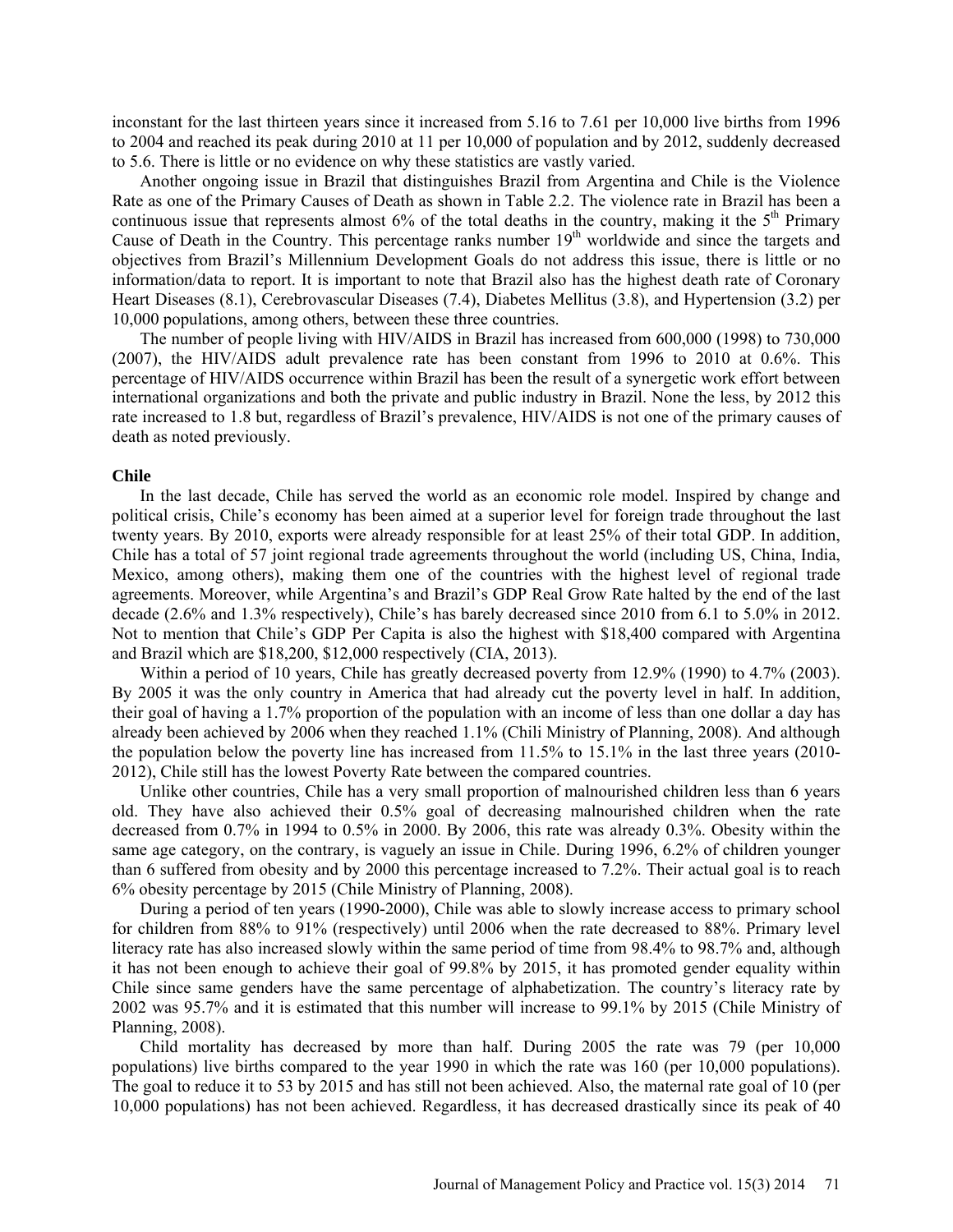inconstant for the last thirteen years since it increased from 5.16 to 7.61 per 10,000 live births from 1996 to 2004 and reached its peak during 2010 at 11 per 10,000 of population and by 2012, suddenly decreased to 5.6. There is little or no evidence on why these statistics are vastly varied.

Another ongoing issue in Brazil that distinguishes Brazil from Argentina and Chile is the Violence Rate as one of the Primary Causes of Death as shown in Table 2.2. The violence rate in Brazil has been a continuous issue that represents almost 6% of the total deaths in the country, making it the 5th Primary Cause of Death in the Country. This percentage ranks number 19th worldwide and since the targets and objectives from Brazil's Millennium Development Goals do not address this issue, there is little or no information/data to report. It is important to note that Brazil also has the highest death rate of Coronary Heart Diseases (8.1), Cerebrovascular Diseases (7.4), Diabetes Mellitus (3.8), and Hypertension (3.2) per 10,000 populations, among others, between these three countries.

The number of people living with HIV/AIDS in Brazil has increased from 600,000 (1998) to 730,000 (2007), the HIV/AIDS adult prevalence rate has been constant from 1996 to 2010 at 0.6%. This percentage of HIV/AIDS occurrence within Brazil has been the result of a synergetic work effort between international organizations and both the private and public industry in Brazil. None the less, by 2012 this rate increased to 1.8 but, regardless of Brazil's prevalence, HIV/AIDS is not one of the primary causes of death as noted previously.

**Chile**

In the last decade, Chile has served the world as an economic role model. Inspired by change and political crisis, Chile's economy has been aimed at a superior level for foreign trade throughout the last twenty years. By 2010, exports were already responsible for at least 25% of their total GDP. In addition, Chile has a total of 57 joint regional trade agreements throughout the world (including US, China, India, Mexico, among others), making them one of the countries with the highest level of regional trade agreements. Moreover, while Argentina's and Brazil's GDP Real Grow Rate halted by the end of the last decade (2.6% and 1.3% respectively), Chile's has barely decreased since 2010 from 6.1 to 5.0% in 2012. Not to mention that Chile's GDP Per Capita is also the highest with $18,400 compared with Argentina and Brazil which are $18,200, $12,000 respectively (CIA, 2013).

Within a period of 10 years, Chile has greatly decreased poverty from 12.9% (1990) to 4.7% (2003). By 2005 it was the only country in America that had already cut the poverty level in half. In addition, their goal of having a 1.7% proportion of the population with an income of less than one dollar a day has already been achieved by 2006 when they reached 1.1% (Chili Ministry of Planning, 2008). And although the population below the poverty line has increased from 11.5% to 15.1% in the last three years (2010-2012), Chile still has the lowest Poverty Rate between the compared countries.

Unlike other countries, Chile has a very small proportion of malnourished children less than 6 years old. They have also achieved their 0.5% goal of decreasing malnourished children when the rate decreased from 0.7% in 1994 to 0.5% in 2000. By 2006, this rate was already 0.3%. Obesity within the same age category, on the contrary, is vaguely an issue in Chile. During 1996, 6.2% of children younger than 6 suffered from obesity and by 2000 this percentage increased to 7.2%. Their actual goal is to reach 6% obesity percentage by 2015 (Chile Ministry of Planning, 2008).

During a period of ten years (1990-2000), Chile was able to slowly increase access to primary school for children from 88% to 91% (respectively) until 2006 when the rate decreased to 88%. Primary level literacy rate has also increased slowly within the same period of time from 98.4% to 98.7% and, although it has not been enough to achieve their goal of 99.8% by 2015, it has promoted gender equality within Chile since same genders have the same percentage of alphabetization. The country's literacy rate by 2002 was 95.7% and it is estimated that this number will increase to 99.1% by 2015 (Chile Ministry of Planning, 2008).

Child mortality has decreased by more than half. During 2005 the rate was 79 (per 10,000 populations) live births compared to the year 1990 in which the rate was 160 (per 10,000 populations). The goal to reduce it to 53 by 2015 and has still not been achieved. Also, the maternal rate goal of 10 (per 10,000 populations) has not been achieved. Regardless, it has decreased drastically since its peak of 40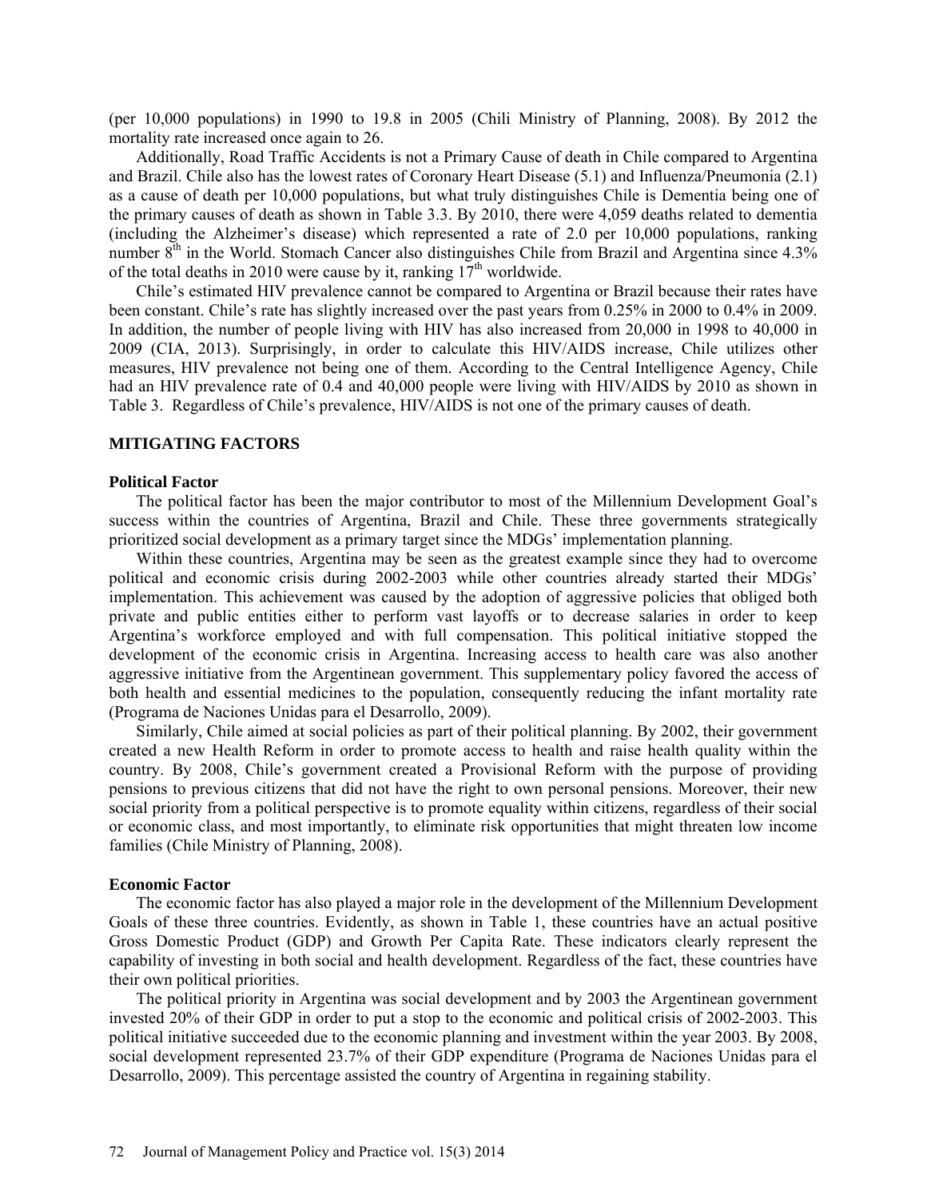(per 10,000 populations) in 1990 to 19.8 in 2005 (Chili Ministry of Planning, 2008). By 2012 the mortality rate increased once again to 26.

Additionally, Road Traffic Accidents is not a Primary Cause of death in Chile compared to Argentina and Brazil. Chile also has the lowest rates of Coronary Heart Disease (5.1) and Influenza/Pneumonia (2.1) as a cause of death per 10,000 populations, but what truly distinguishes Chile is Dementia being one of the primary causes of death as shown in Table 3.3. By 2010, there were 4,059 deaths related to dementia (including the Alzheimer's disease) which represented a rate of 2.0 per 10,000 populations, ranking number 8th in the World. Stomach Cancer also distinguishes Chile from Brazil and Argentina since 4.3% of the total deaths in 2010 were cause by it, ranking 17th worldwide.

Chile's estimated HIV prevalence cannot be compared to Argentina or Brazil because their rates have been constant. Chile's rate has slightly increased over the past years from 0.25% in 2000 to 0.4% in 2009. In addition, the number of people living with HIV has also increased from 20,000 in 1998 to 40,000 in 2009 (CIA, 2013). Surprisingly, in order to calculate this HIV/AIDS increase, Chile utilizes other measures, HIV prevalence not being one of them. According to the Central Intelligence Agency, Chile had an HIV prevalence rate of 0.4 and 40,000 people were living with HIV/AIDS by 2010 as shown in Table 3. Regardless of Chile's prevalence, HIV/AIDS is not one of the primary causes of death.

## MITIGATING FACTORS

### Political Factor

The political factor has been the major contributor to most of the Millennium Development Goal's success within the countries of Argentina, Brazil and Chile. These three governments strategically prioritized social development as a primary target since the MDGs' implementation planning.

Within these countries, Argentina may be seen as the greatest example since they had to overcome political and economic crisis during 2002-2003 while other countries already started their MDGs' implementation. This achievement was caused by the adoption of aggressive policies that obliged both private and public entities either to perform vast layoffs or to decrease salaries in order to keep Argentina's workforce employed and with full compensation. This political initiative stopped the development of the economic crisis in Argentina. Increasing access to health care was also another aggressive initiative from the Argentinean government. This supplementary policy favored the access of both health and essential medicines to the population, consequently reducing the infant mortality rate (Programa de Naciones Unidas para el Desarrollo, 2009).

Similarly, Chile aimed at social policies as part of their political planning. By 2002, their government created a new Health Reform in order to promote access to health and raise health quality within the country. By 2008, Chile's government created a Provisional Reform with the purpose of providing pensions to previous citizens that did not have the right to own personal pensions. Moreover, their new social priority from a political perspective is to promote equality within citizens, regardless of their social or economic class, and most importantly, to eliminate risk opportunities that might threaten low income families (Chile Ministry of Planning, 2008).

### Economic Factor

The economic factor has also played a major role in the development of the Millennium Development Goals of these three countries. Evidently, as shown in Table 1, these countries have an actual positive Gross Domestic Product (GDP) and Growth Per Capita Rate. These indicators clearly represent the capability of investing in both social and health development. Regardless of the fact, these countries have their own political priorities.

The political priority in Argentina was social development and by 2003 the Argentinean government invested 20% of their GDP in order to put a stop to the economic and political crisis of 2002-2003. This political initiative succeeded due to the economic planning and investment within the year 2003. By 2008, social development represented 23.7% of their GDP expenditure (Programa de Naciones Unidas para el Desarrollo, 2009). This percentage assisted the country of Argentina in regaining stability.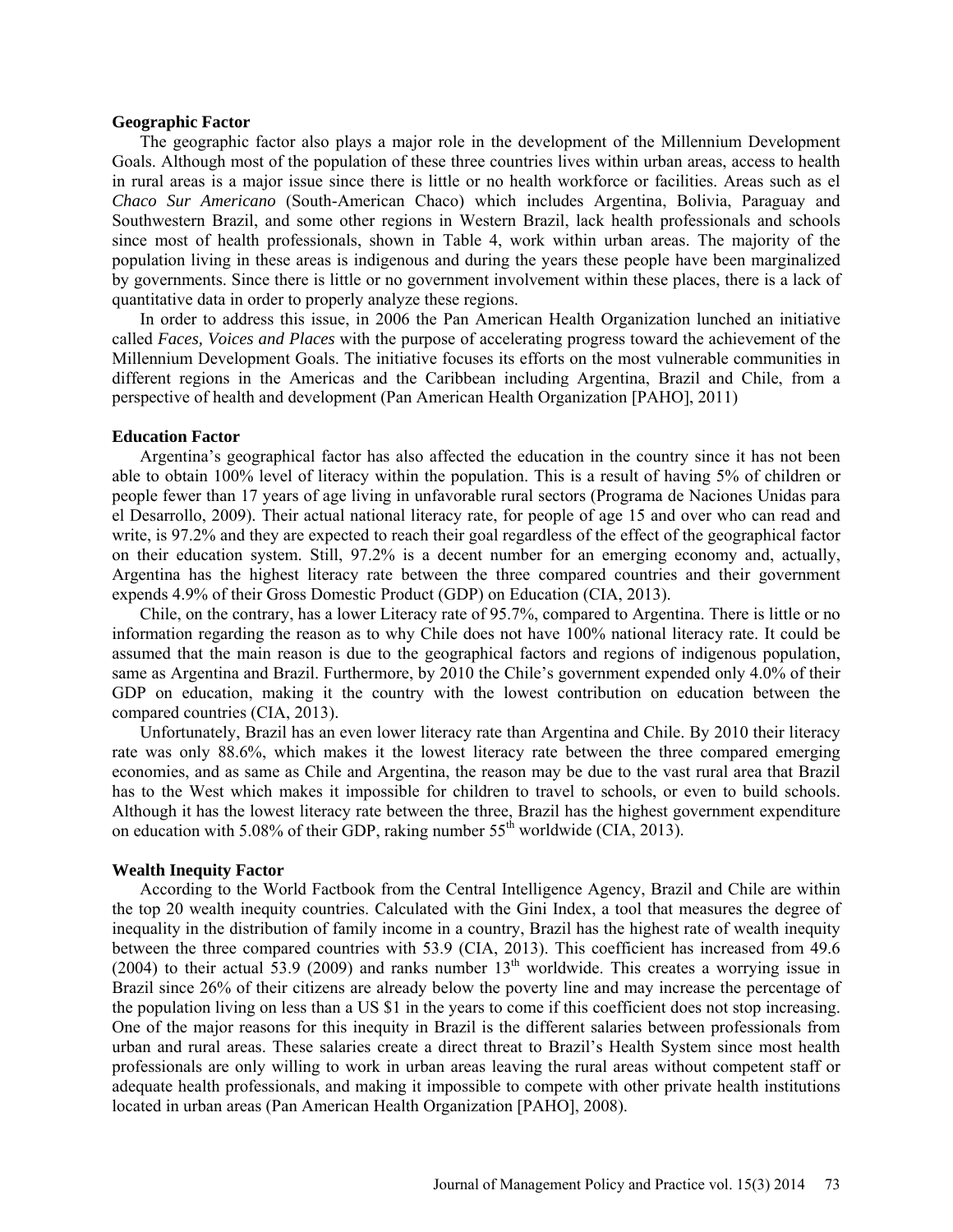**Geographic Factor**

The geographic factor also plays a major role in the development of the Millennium Development Goals. Although most of the population of these three countries lives within urban areas, access to health in rural areas is a major issue since there is little or no health workforce or facilities. Areas such as el *Chaco Sur Americano* (South-American Chaco) which includes Argentina, Bolivia, Paraguay and Southwestern Brazil, and some other regions in Western Brazil, lack health professionals and schools since most of health professionals, shown in Table 4, work within urban areas. The majority of the population living in these areas is indigenous and during the years these people have been marginalized by governments. Since there is little or no government involvement within these places, there is a lack of quantitative data in order to properly analyze these regions.

In order to address this issue, in 2006 the Pan American Health Organization lunched an initiative called *Faces, Voices and Places* with the purpose of accelerating progress toward the achievement of the Millennium Development Goals. The initiative focuses its efforts on the most vulnerable communities in different regions in the Americas and the Caribbean including Argentina, Brazil and Chile, from a perspective of health and development (Pan American Health Organization [PAHO], 2011)

**Education Factor**

Argentina's geographical factor has also affected the education in the country since it has not been able to obtain 100% level of literacy within the population. This is a result of having 5% of children or people fewer than 17 years of age living in unfavorable rural sectors (Programa de Naciones Unidas para el Desarrollo, 2009). Their actual national literacy rate, for people of age 15 and over who can read and write, is 97.2% and they are expected to reach their goal regardless of the effect of the geographical factor on their education system. Still, 97.2% is a decent number for an emerging economy and, actually, Argentina has the highest literacy rate between the three compared countries and their government expends 4.9% of their Gross Domestic Product (GDP) on Education (CIA, 2013).

Chile, on the contrary, has a lower Literacy rate of 95.7%, compared to Argentina. There is little or no information regarding the reason as to why Chile does not have 100% national literacy rate. It could be assumed that the main reason is due to the geographical factors and regions of indigenous population, same as Argentina and Brazil. Furthermore, by 2010 the Chile's government expended only 4.0% of their GDP on education, making it the country with the lowest contribution on education between the compared countries (CIA, 2013).

Unfortunately, Brazil has an even lower literacy rate than Argentina and Chile. By 2010 their literacy rate was only 88.6%, which makes it the lowest literacy rate between the three compared emerging economies, and as same as Chile and Argentina, the reason may be due to the vast rural area that Brazil has to the West which makes it impossible for children to travel to schools, or even to build schools. Although it has the lowest literacy rate between the three, Brazil has the highest government expenditure on education with 5.08% of their GDP, raking number 55th worldwide (CIA, 2013).

**Wealth Inequity Factor**

According to the World Factbook from the Central Intelligence Agency, Brazil and Chile are within the top 20 wealth inequity countries. Calculated with the Gini Index, a tool that measures the degree of inequality in the distribution of family income in a country, Brazil has the highest rate of wealth inequity between the three compared countries with 53.9 (CIA, 2013). This coefficient has increased from 49.6 (2004) to their actual 53.9 (2009) and ranks number 13th worldwide. This creates a worrying issue in Brazil since 26% of their citizens are already below the poverty line and may increase the percentage of the population living on less than a US $1 in the years to come if this coefficient does not stop increasing. One of the major reasons for this inequity in Brazil is the different salaries between professionals from urban and rural areas. These salaries create a direct threat to Brazil's Health System since most health professionals are only willing to work in urban areas leaving the rural areas without competent staff or adequate health professionals, and making it impossible to compete with other private health institutions located in urban areas (Pan American Health Organization [PAHO], 2008).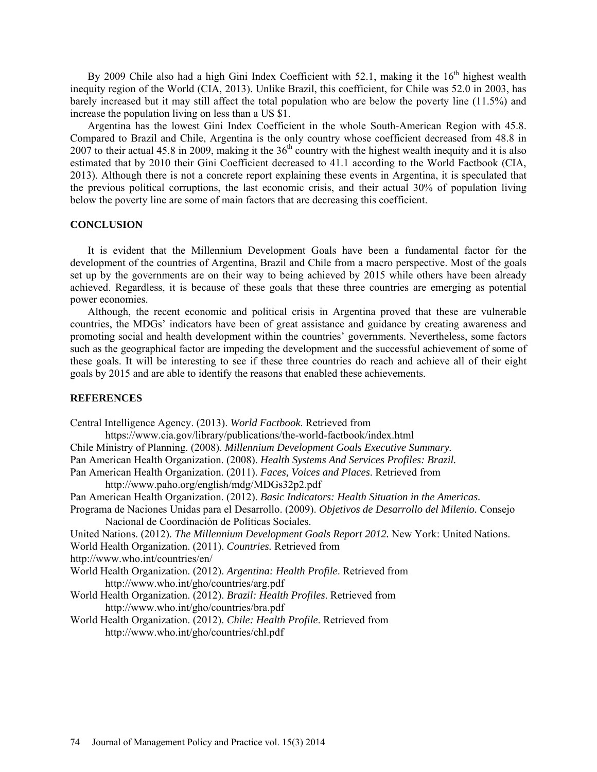By 2009 Chile also had a high Gini Index Coefficient with 52.1, making it the 16th highest wealth inequity region of the World (CIA, 2013). Unlike Brazil, this coefficient, for Chile was 52.0 in 2003, has barely increased but it may still affect the total population who are below the poverty line (11.5%) and increase the population living on less than a US $1.

Argentina has the lowest Gini Index Coefficient in the whole South-American Region with 45.8. Compared to Brazil and Chile, Argentina is the only country whose coefficient decreased from 48.8 in 2007 to their actual 45.8 in 2009, making it the 36th country with the highest wealth inequity and it is also estimated that by 2010 their Gini Coefficient decreased to 41.1 according to the World Factbook (CIA, 2013). Although there is not a concrete report explaining these events in Argentina, it is speculated that the previous political corruptions, the last economic crisis, and their actual 30% of population living below the poverty line are some of main factors that are decreasing this coefficient.

## CONCLUSION

It is evident that the Millennium Development Goals have been a fundamental factor for the development of the countries of Argentina, Brazil and Chile from a macro perspective. Most of the goals set up by the governments are on their way to being achieved by 2015 while others have been already achieved. Regardless, it is because of these goals that these three countries are emerging as potential power economies.

Although, the recent economic and political crisis in Argentina proved that these are vulnerable countries, the MDGs' indicators have been of great assistance and guidance by creating awareness and promoting social and health development within the countries' governments. Nevertheless, some factors such as the geographical factor are impeding the development and the successful achievement of some of these goals. It will be interesting to see if these three countries do reach and achieve all of their eight goals by 2015 and are able to identify the reasons that enabled these achievements.

## REFERENCES

Central Intelligence Agency. (2013). *World Factbook*. Retrieved from https://www.cia.gov/library/publications/the-world-factbook/index.html

Chile Ministry of Planning. (2008). *Millennium Development Goals Executive Summary.*

Pan American Health Organization. (2008). *Health Systems And Services Profiles: Brazil.*

Pan American Health Organization. (2011). *Faces, Voices and Places*. Retrieved from http://www.paho.org/english/mdg/MDGs32p2.pdf

Pan American Health Organization. (2012). *Basic Indicators: Health Situation in the Americas.*

Programa de Naciones Unidas para el Desarrollo. (2009). *Objetivos de Desarrollo del Milenio.* Consejo Nacional de Coordinación de Políticas Sociales.

United Nations. (2012). *The Millennium Development Goals Report 2012.* New York: United Nations.

World Health Organization. (2011). *Countries.* Retrieved from http://www.who.int/countries/en/

World Health Organization. (2012). *Argentina: Health Profile*. Retrieved from http://www.who.int/gho/countries/arg.pdf

World Health Organization. (2012). *Brazil: Health Profiles*. Retrieved from http://www.who.int/gho/countries/bra.pdf

World Health Organization. (2012). *Chile: Health Profile*. Retrieved from http://www.who.int/gho/countries/chl.pdf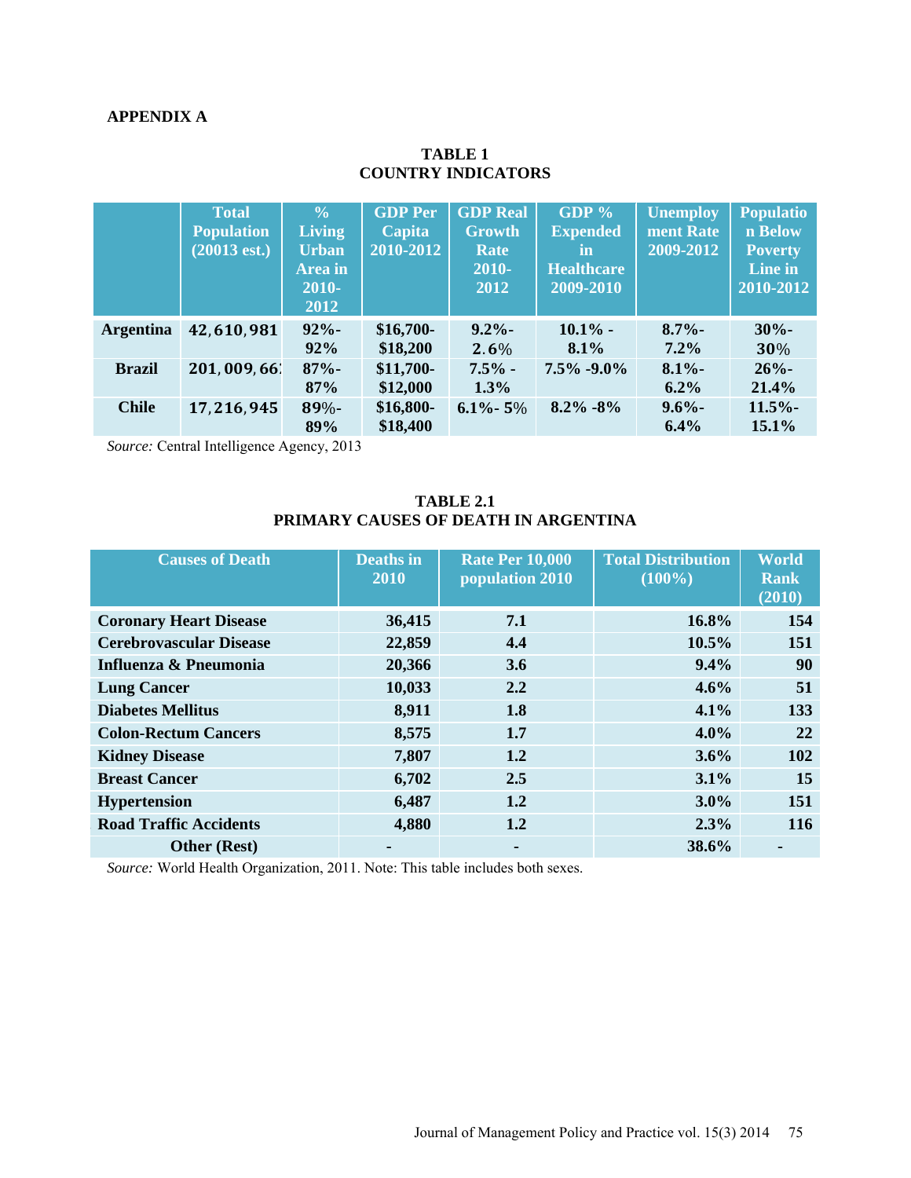**APPENDIX A**

**TABLE 1**
**COUNTRY INDICATORS**

| | Total Population (20013 est.) | % Living Urban Area in 2010-2012 | GDP Per Capita 2010-2012 | GDP Real Growth Rate 2010-2012 | GDP % Expended in Healthcare 2009-2010 | Unemployment Rate 2009-2012 | Population Below Poverty Line in 2010-2012 |
|---|---|---|---|---|---|---|---|
| Argentina | 42,610,981 | 92%-92% | $16,700-$18,200 | 9.2%-2.6% | 10.1% - 8.1% | 8.7%-7.2% | 30%-30% |
| Brazil | 201,009,66 | 87%-87% | $11,700-$12,000 | 7.5% - 1.3% | 7.5% -9.0% | 8.1%-6.2% | 26%-21.4% |
| Chile | 17,216,945 | 89%-89% | $16,800-$18,400 | 6.1%- 5% | 8.2% -8% | 9.6%-6.4% | 11.5%-15.1% |

*Source:* Central Intelligence Agency, 2013

**TABLE 2.1**
**PRIMARY CAUSES OF DEATH IN ARGENTINA**

| Causes of Death | Deaths in 2010 | Rate Per 10,000 population 2010 | Total Distribution (100%) | World Rank (2010) |
|---|---|---|---|---|
| Coronary Heart Disease | 36,415 | 7.1 | 16.8% | 154 |
| Cerebrovascular Disease | 22,859 | 4.4 | 10.5% | 151 |
| Influenza & Pneumonia | 20,366 | 3.6 | 9.4% | 90 |
| Lung Cancer | 10,033 | 2.2 | 4.6% | 51 |
| Diabetes Mellitus | 8,911 | 1.8 | 4.1% | 133 |
| Colon-Rectum Cancers | 8,575 | 1.7 | 4.0% | 22 |
| Kidney Disease | 7,807 | 1.2 | 3.6% | 102 |
| Breast Cancer | 6,702 | 2.5 | 3.1% | 15 |
| Hypertension | 6,487 | 1.2 | 3.0% | 151 |
| Road Traffic Accidents | 4,880 | 1.2 | 2.3% | 116 |
| Other (Rest) | - | - | 38.6% | - |

*Source:* World Health Organization, 2011. Note: This table includes both sexes.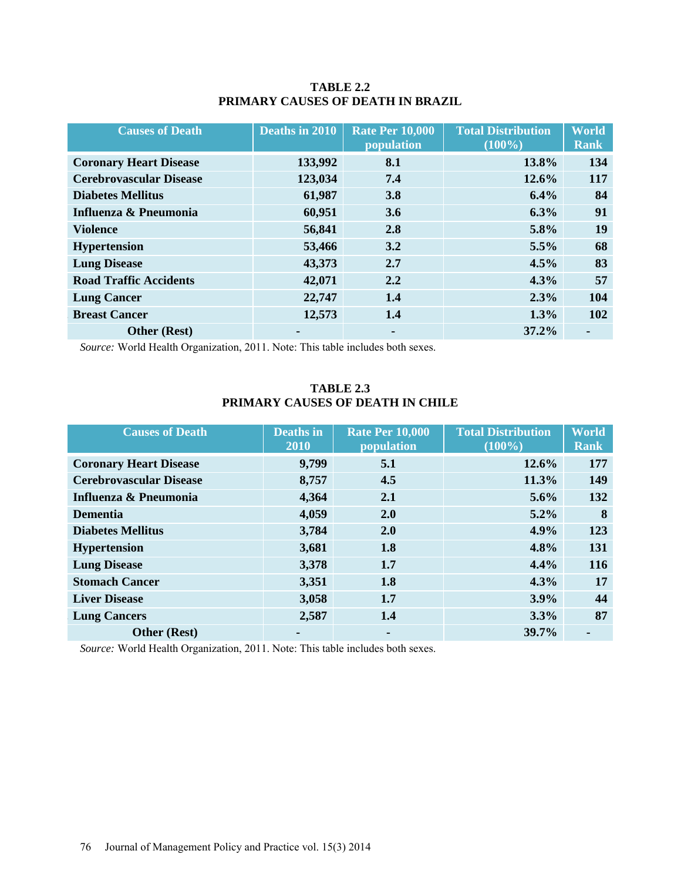**TABLE 2.2**
**PRIMARY CAUSES OF DEATH IN BRAZIL**

| Causes of Death | Deaths in 2010 | Rate Per 10,000 population | Total Distribution (100%) | World Rank |
|---|---|---|---|---|
| **Coronary Heart Disease** | **133,992** | **8.1** | **13.8%** | **134** |
| **Cerebrovascular Disease** | **123,034** | **7.4** | **12.6%** | **117** |
| **Diabetes Mellitus** | **61,987** | **3.8** | **6.4%** | **84** |
| **Influenza & Pneumonia** | **60,951** | **3.6** | **6.3%** | **91** |
| **Violence** | **56,841** | **2.8** | **5.8%** | **19** |
| **Hypertension** | **53,466** | **3.2** | **5.5%** | **68** |
| **Lung Disease** | **43,373** | **2.7** | **4.5%** | **83** |
| **Road Traffic Accidents** | **42,071** | **2.2** | **4.3%** | **57** |
| **Lung Cancer** | **22,747** | **1.4** | **2.3%** | **104** |
| **Breast Cancer** | **12,573** | **1.4** | **1.3%** | **102** |
| **Other (Rest)** | **-** | **-** | **37.2%** | **-** |

*Source:* World Health Organization, 2011. Note: This table includes both sexes.

**TABLE 2.3**
**PRIMARY CAUSES OF DEATH IN CHILE**

| Causes of Death | Deaths in 2010 | Rate Per 10,000 population | Total Distribution (100%) | World Rank |
|---|---|---|---|---|
| **Coronary Heart Disease** | **9,799** | **5.1** | **12.6%** | **177** |
| **Cerebrovascular Disease** | **8,757** | **4.5** | **11.3%** | **149** |
| **Influenza & Pneumonia** | **4,364** | **2.1** | **5.6%** | **132** |
| **Dementia** | **4,059** | **2.0** | **5.2%** | **8** |
| **Diabetes Mellitus** | **3,784** | **2.0** | **4.9%** | **123** |
| **Hypertension** | **3,681** | **1.8** | **4.8%** | **131** |
| **Lung Disease** | **3,378** | **1.7** | **4.4%** | **116** |
| **Stomach Cancer** | **3,351** | **1.8** | **4.3%** | **17** |
| **Liver Disease** | **3,058** | **1.7** | **3.9%** | **44** |
| **Lung Cancers** | **2,587** | **1.4** | **3.3%** | **87** |
| **Other (Rest)** | **-** | **-** | **39.7%** | **-** |

*Source:* World Health Organization, 2011. Note: This table includes both sexes.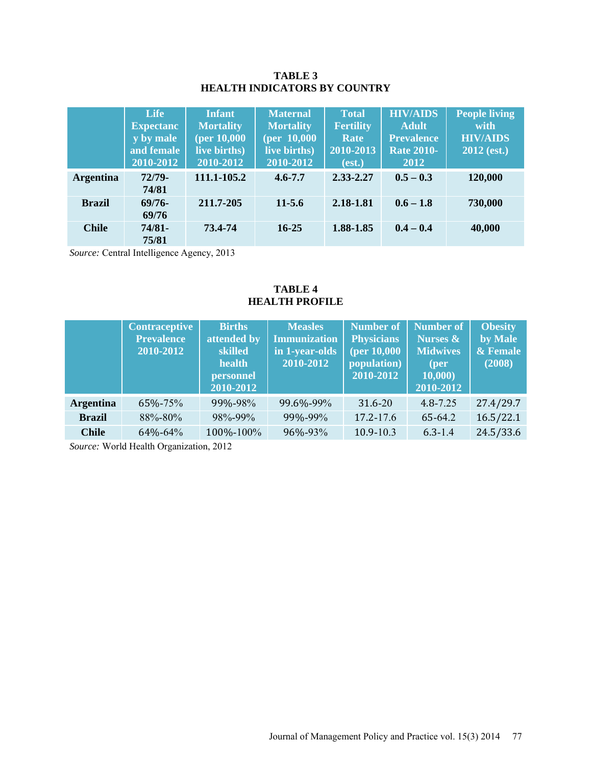**TABLE 3**
**HEALTH INDICATORS BY COUNTRY**

| | Life Expectancy by male and female 2010-2012 | Infant Mortality (per 10,000 live births) 2010-2012 | Maternal Mortality (per 10,000 live births) 2010-2012 | Total Fertility Rate 2010-2013 (est.) | HIV/AIDS Adult Prevalence Rate 2010-2012 | People living with HIV/AIDS 2012 (est.) |
|---|---|---|---|---|---|---|
| **Argentina** | 72/79-74/81 | 111.1-105.2 | 4.6-7.7 | 2.33-2.27 | 0.5 – 0.3 | 120,000 |
| **Brazil** | 69/76-69/76 | 211.7-205 | 11-5.6 | 2.18-1.81 | 0.6 – 1.8 | 730,000 |
| **Chile** | 74/81-75/81 | 73.4-74 | 16-25 | 1.88-1.85 | 0.4 – 0.4 | 40,000 |

*Source:* Central Intelligence Agency, 2013

**TABLE 4**
**HEALTH PROFILE**

| | Contraceptive Prevalence 2010-2012 | Births attended by skilled health personnel 2010-2012 | Measles Immunization in 1-year-olds 2010-2012 | Number of Physicians (per 10,000 population) 2010-2012 | Number of Nurses & Midwives (per 10,000) 2010-2012 | Obesity by Male & Female (2008) |
|---|---|---|---|---|---|---|
| **Argentina** | 65%-75% | 99%-98% | 99.6%-99% | 31.6-20 | 4.8-7.25 | 27.4/29.7 |
| **Brazil** | 88%-80% | 98%-99% | 99%-99% | 17.2-17.6 | 65-64.2 | 16.5/22.1 |
| **Chile** | 64%-64% | 100%-100% | 96%-93% | 10.9-10.3 | 6.3-1.4 | 24.5/33.6 |

*Source:* World Health Organization, 2012